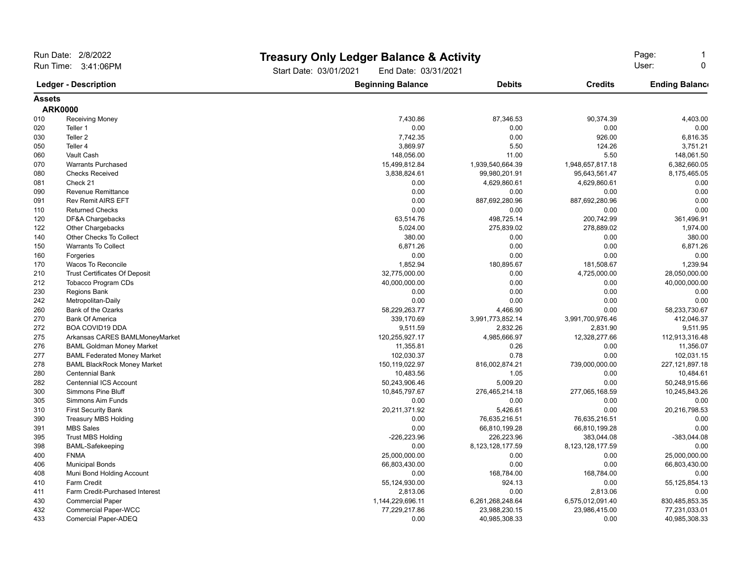# Treasury Only Ledger Balance & Activity

Run Date: 2/8/2022
Run Time: 3:41:06PM

Start Date: 03/01/2021 End Date: 03/31/2021

Page: 1
User: 0

| Ledger | Description | Beginning Balance | Debits | Credits | Ending Balance |
|---|---|---|---|---|---|
| **Assets** | | | | | |
| **ARK0000** | | | | | |
| 010 | Receiving Money | 7,430.86 | 87,346.53 | 90,374.39 | 4,403.00 |
| 020 | Teller 1 | 0.00 | 0.00 | 0.00 | 0.00 |
| 030 | Teller 2 | 7,742.35 | 0.00 | 926.00 | 6,816.35 |
| 050 | Teller 4 | 3,869.97 | 5.50 | 124.26 | 3,751.21 |
| 060 | Vault Cash | 148,056.00 | 11.00 | 5.50 | 148,061.50 |
| 070 | Warrants Purchased | 15,499,812.84 | 1,939,540,664.39 | 1,948,657,817.18 | 6,382,660.05 |
| 080 | Checks Received | 3,838,824.61 | 99,980,201.91 | 95,643,561.47 | 8,175,465.05 |
| 081 | Check 21 | 0.00 | 4,629,860.61 | 4,629,860.61 | 0.00 |
| 090 | Revenue Remittance | 0.00 | 0.00 | 0.00 | 0.00 |
| 091 | Rev Remit AIRS EFT | 0.00 | 887,692,280.96 | 887,692,280.96 | 0.00 |
| 110 | Returned Checks | 0.00 | 0.00 | 0.00 | 0.00 |
| 120 | DF&A Chargebacks | 63,514.76 | 498,725.14 | 200,742.99 | 361,496.91 |
| 122 | Other Chargebacks | 5,024.00 | 275,839.02 | 278,889.02 | 1,974.00 |
| 140 | Other Checks To Collect | 380.00 | 0.00 | 0.00 | 380.00 |
| 150 | Warrants To Collect | 6,871.26 | 0.00 | 0.00 | 6,871.26 |
| 160 | Forgeries | 0.00 | 0.00 | 0.00 | 0.00 |
| 170 | Wacos To Reconcile | 1,852.94 | 180,895.67 | 181,508.67 | 1,239.94 |
| 210 | Trust Certificates Of Deposit | 32,775,000.00 | 0.00 | 4,725,000.00 | 28,050,000.00 |
| 212 | Tobacco Program CDs | 40,000,000.00 | 0.00 | 0.00 | 40,000,000.00 |
| 230 | Regions Bank | 0.00 | 0.00 | 0.00 | 0.00 |
| 242 | Metropolitan-Daily | 0.00 | 0.00 | 0.00 | 0.00 |
| 260 | Bank of the Ozarks | 58,229,263.77 | 4,466.90 | 0.00 | 58,233,730.67 |
| 270 | Bank Of America | 339,170.69 | 3,991,773,852.14 | 3,991,700,976.46 | 412,046.37 |
| 272 | BOA COVID19 DDA | 9,511.59 | 2,832.26 | 2,831.90 | 9,511.95 |
| 275 | Arkansas CARES BAMLMoneyMarket | 120,255,927.17 | 4,985,666.97 | 12,328,277.66 | 112,913,316.48 |
| 276 | BAML Goldman Money Market | 11,355.81 | 0.26 | 0.00 | 11,356.07 |
| 277 | BAML Federated Money Market | 102,030.37 | 0.78 | 0.00 | 102,031.15 |
| 278 | BAML BlackRock Money Market | 150,119,022.97 | 816,002,874.21 | 739,000,000.00 | 227,121,897.18 |
| 280 | Centennial Bank | 10,483.56 | 1.05 | 0.00 | 10,484.61 |
| 282 | Centennial ICS Account | 50,243,906.46 | 5,009.20 | 0.00 | 50,248,915.66 |
| 300 | Simmons Pine Bluff | 10,845,797.67 | 276,465,214.18 | 277,065,168.59 | 10,245,843.26 |
| 305 | Simmons Aim Funds | 0.00 | 0.00 | 0.00 | 0.00 |
| 310 | First Security Bank | 20,211,371.92 | 5,426.61 | 0.00 | 20,216,798.53 |
| 390 | Treasury MBS Holding | 0.00 | 76,635,216.51 | 76,635,216.51 | 0.00 |
| 391 | MBS Sales | 0.00 | 66,810,199.28 | 66,810,199.28 | 0.00 |
| 395 | Trust MBS Holding | -226,223.96 | 226,223.96 | 383,044.08 | -383,044.08 |
| 398 | BAML-Safekeeping | 0.00 | 8,123,128,177.59 | 8,123,128,177.59 | 0.00 |
| 400 | FNMA | 25,000,000.00 | 0.00 | 0.00 | 25,000,000.00 |
| 406 | Municipal Bonds | 66,803,430.00 | 0.00 | 0.00 | 66,803,430.00 |
| 408 | Muni Bond Holding Account | 0.00 | 168,784.00 | 168,784.00 | 0.00 |
| 410 | Farm Credit | 55,124,930.00 | 924.13 | 0.00 | 55,125,854.13 |
| 411 | Farm Credit-Purchased Interest | 2,813.06 | 0.00 | 2,813.06 | 0.00 |
| 430 | Commercial Paper | 1,144,229,696.11 | 6,261,268,248.64 | 6,575,012,091.40 | 830,485,853.35 |
| 432 | Commercial Paper-WCC | 77,229,217.86 | 23,988,230.15 | 23,986,415.00 | 77,231,033.01 |
| 433 | Comercial Paper-ADEQ | 0.00 | 40,985,308.33 | 0.00 | 40,985,308.33 |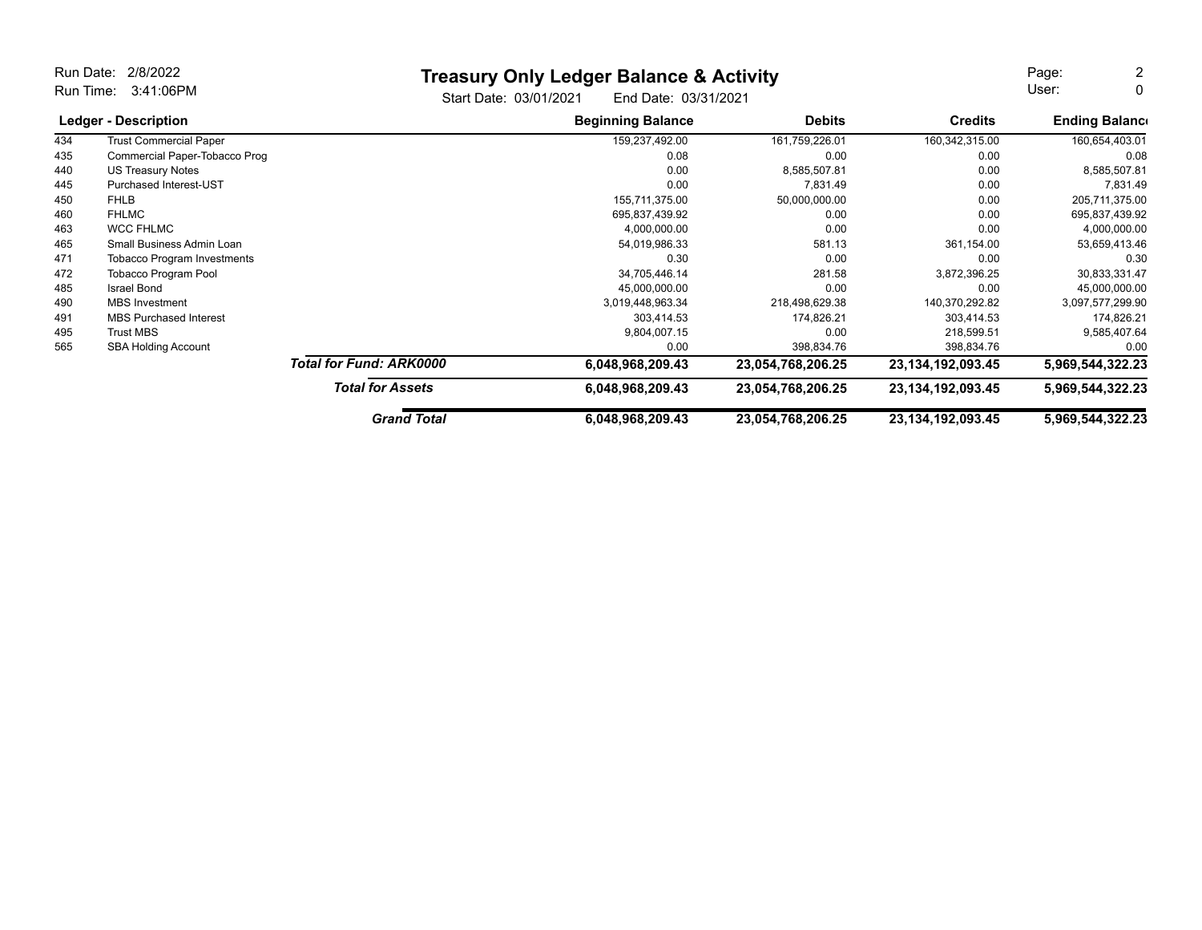# Treasury Only Ledger Balance & Activity

Run Date: 2/8/2022
Run Time: 3:41:06PM

Start Date: 03/01/2021 End Date: 03/31/2021

User: 0

| Ledger - Description | | Beginning Balance | Debits | Credits | Ending Balance |
|---|---|---|---|---|---|
| 434 | Trust Commercial Paper | 159,237,492.00 | 161,759,226.01 | 160,342,315.00 | 160,654,403.01 |
| 435 | Commercial Paper-Tobacco Prog | 0.08 | 0.00 | 0.00 | 0.08 |
| 440 | US Treasury Notes | 0.00 | 8,585,507.81 | 0.00 | 8,585,507.81 |
| 445 | Purchased Interest-UST | 0.00 | 7,831.49 | 0.00 | 7,831.49 |
| 450 | FHLB | 155,711,375.00 | 50,000,000.00 | 0.00 | 205,711,375.00 |
| 460 | FHLMC | 695,837,439.92 | 0.00 | 0.00 | 695,837,439.92 |
| 463 | WCC FHLMC | 4,000,000.00 | 0.00 | 0.00 | 4,000,000.00 |
| 465 | Small Business Admin Loan | 54,019,986.33 | 581.13 | 361,154.00 | 53,659,413.46 |
| 471 | Tobacco Program Investments | 0.30 | 0.00 | 0.00 | 0.30 |
| 472 | Tobacco Program Pool | 34,705,446.14 | 281.58 | 3,872,396.25 | 30,833,331.47 |
| 485 | Israel Bond | 45,000,000.00 | 0.00 | 0.00 | 45,000,000.00 |
| 490 | MBS Investment | 3,019,448,963.34 | 218,498,629.38 | 140,370,292.82 | 3,097,577,299.90 |
| 491 | MBS Purchased Interest | 303,414.53 | 174,826.21 | 303,414.53 | 174,826.21 |
| 495 | Trust MBS | 9,804,007.15 | 0.00 | 218,599.51 | 9,585,407.64 |
| 565 | SBA Holding Account | 0.00 | 398,834.76 | 398,834.76 | 0.00 |
| | ***Total for Fund: ARK0000*** | **6,048,968,209.43** | **23,054,768,206.25** | **23,134,192,093.45** | **5,969,544,322.23** |
| | ***Total for Assets*** | **6,048,968,209.43** | **23,054,768,206.25** | **23,134,192,093.45** | **5,969,544,322.23** |
| | ***Grand Total*** | **6,048,968,209.43** | **23,054,768,206.25** | **23,134,192,093.45** | **5,969,544,322.23** |